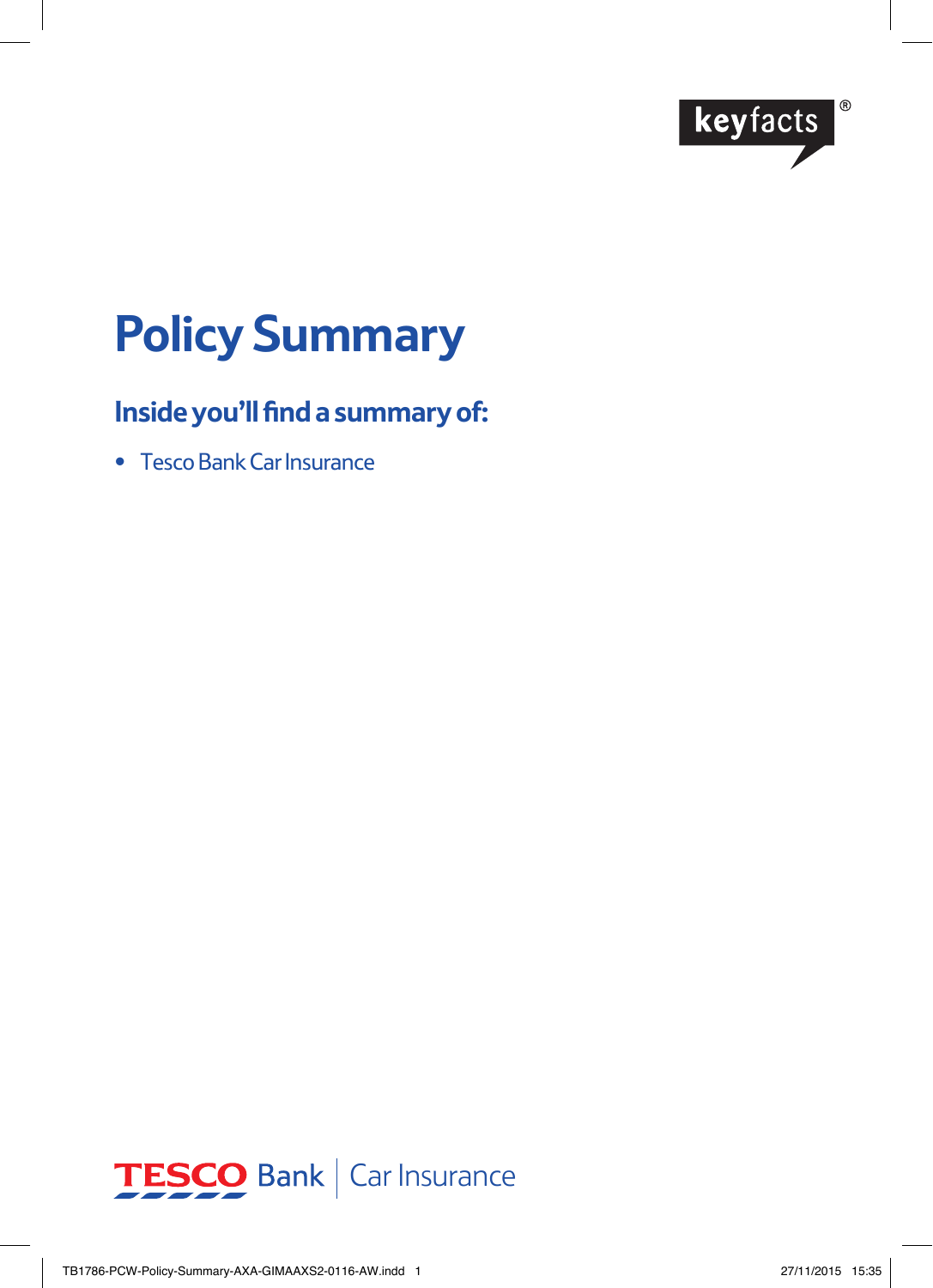keyfacts®

# Policy Summary

## Inside you'll find a summary of:

- Tesco Bank Car Insurance

TESCO Bank | Car Insurance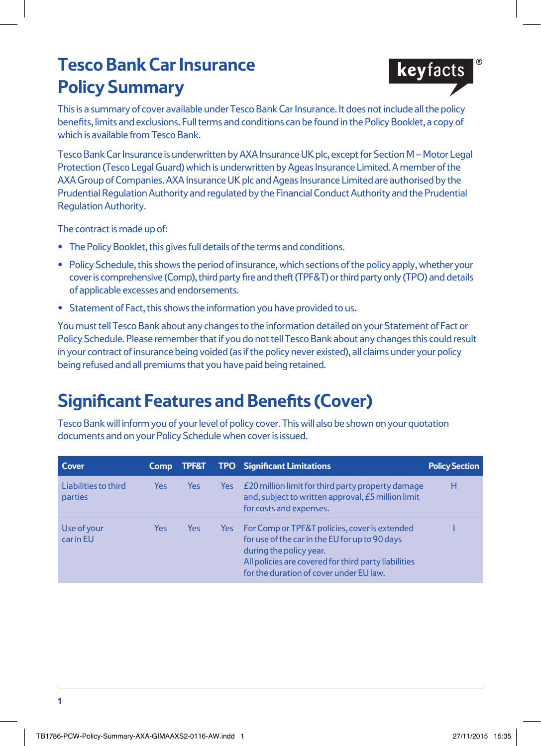# Tesco Bank Car Insurance Policy Summary

keyfacts®

This is a summary of cover available under Tesco Bank Car Insurance. It does not include all the policy benefits, limits and exclusions. Full terms and conditions can be found in the Policy Booklet, a copy of which is available from Tesco Bank.

Tesco Bank Car Insurance is underwritten by AXA Insurance UK plc, except for Section M – Motor Legal Protection (Tesco Legal Guard) which is underwritten by Ageas Insurance Limited. A member of the AXA Group of Companies. AXA Insurance UK plc and Ageas Insurance Limited are authorised by the Prudential Regulation Authority and regulated by the Financial Conduct Authority and the Prudential Regulation Authority.

The contract is made up of:

- The Policy Booklet, this gives full details of the terms and conditions.
- Policy Schedule, this shows the period of insurance, which sections of the policy apply, whether your cover is comprehensive (Comp), third party fire and theft (TPF&T) or third party only (TPO) and details of applicable excesses and endorsements.
- Statement of Fact, this shows the information you have provided to us.

You must tell Tesco Bank about any changes to the information detailed on your Statement of Fact or Policy Schedule. Please remember that if you do not tell Tesco Bank about any changes this could result in your contract of insurance being voided (as if the policy never existed), all claims under your policy being refused and all premiums that you have paid being retained.

## Significant Features and Benefits (Cover)

Tesco Bank will inform you of your level of policy cover. This will also be shown on your quotation documents and on your Policy Schedule when cover is issued.

| Cover | Comp | TPF&T | TPO | Significant Limitations | Policy Section |
|---|---|---|---|---|---|
| Liabilities to third parties | Yes | Yes | Yes | £20 million limit for third party property damage and, subject to written approval, £5 million limit for costs and expenses. | H |
| Use of your car in EU | Yes | Yes | Yes | For Comp or TPF&T policies, cover is extended for use of the car in the EU for up to 90 days during the policy year. All policies are covered for third party liabilities for the duration of cover under EU law. | I |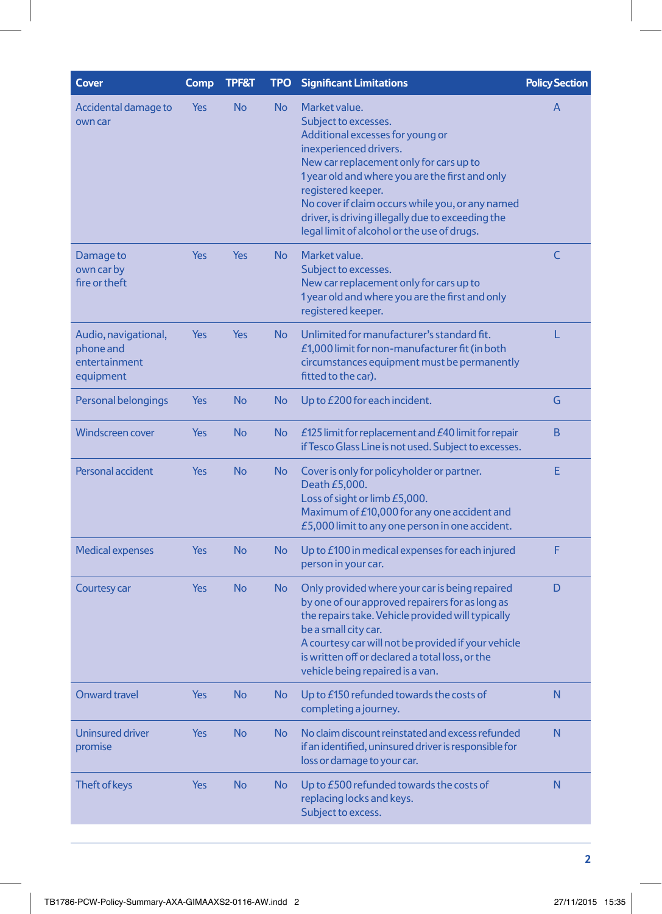| Cover | Comp | TPF&T | TPO | Significant Limitations | Policy Section |
|---|---|---|---|---|---|
| Accidental damage to own car | Yes | No | No | Market value.<br>Subject to excesses.<br>Additional excesses for young or inexperienced drivers.<br>New car replacement only for cars up to 1 year old and where you are the first and only registered keeper.<br>No cover if claim occurs while you, or any named driver, is driving illegally due to exceeding the legal limit of alcohol or the use of drugs. | A |
| Damage to own car by fire or theft | Yes | Yes | No | Market value.<br>Subject to excesses.<br>New car replacement only for cars up to 1 year old and where you are the first and only registered keeper. | C |
| Audio, navigational, phone and entertainment equipment | Yes | Yes | No | Unlimited for manufacturer's standard fit.<br>£1,000 limit for non-manufacturer fit (in both circumstances equipment must be permanently fitted to the car). | L |
| Personal belongings | Yes | No | No | Up to £200 for each incident. | G |
| Windscreen cover | Yes | No | No | £125 limit for replacement and £40 limit for repair if Tesco Glass Line is not used. Subject to excesses. | B |
| Personal accident | Yes | No | No | Cover is only for policyholder or partner.<br>Death £5,000.<br>Loss of sight or limb £5,000.<br>Maximum of £10,000 for any one accident and £5,000 limit to any one person in one accident. | E |
| Medical expenses | Yes | No | No | Up to £100 in medical expenses for each injured person in your car. | F |
| Courtesy car | Yes | No | No | Only provided where your car is being repaired by one of our approved repairers for as long as the repairs take. Vehicle provided will typically be a small city car.<br>A courtesy car will not be provided if your vehicle is written off or declared a total loss, or the vehicle being repaired is a van. | D |
| Onward travel | Yes | No | No | Up to £150 refunded towards the costs of completing a journey. | N |
| Uninsured driver promise | Yes | No | No | No claim discount reinstated and excess refunded if an identified, uninsured driver is responsible for loss or damage to your car. | N |
| Theft of keys | Yes | No | No | Up to £500 refunded towards the costs of replacing locks and keys.<br>Subject to excess. | N |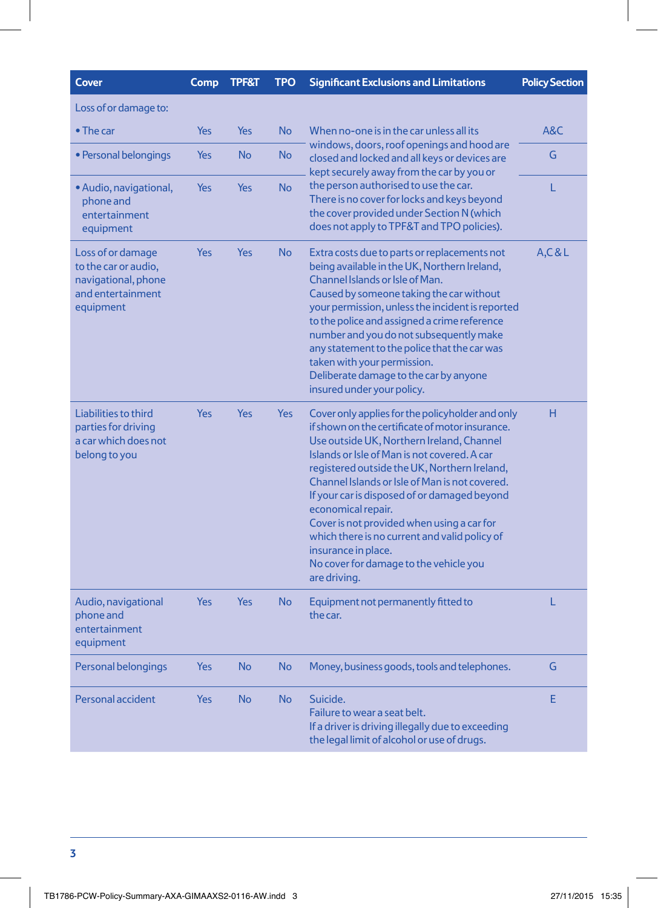| Cover | Comp | TPF&T | TPO | Significant Exclusions and Limitations | Policy Section |
|---|---|---|---|---|---|
| Loss of or damage to: | | | | | |
| • The car | Yes | Yes | No | When no-one is in the car unless all its windows, doors, roof openings and hood are closed and locked and all keys or devices are kept securely away from the car by you or the person authorised to use the car. There is no cover for locks and keys beyond the cover provided under Section N (which does not apply to TPF&T and TPO policies). | A&C |
| • Personal belongings | Yes | No | No | | G |
| • Audio, navigational, phone and entertainment equipment | Yes | Yes | No | | L |
| Loss of or damage to the car or audio, navigational, phone and entertainment equipment | Yes | Yes | No | Extra costs due to parts or replacements not being available in the UK, Northern Ireland, Channel Islands or Isle of Man. Caused by someone taking the car without your permission, unless the incident is reported to the police and assigned a crime reference number and you do not subsequently make any statement to the police that the car was taken with your permission. Deliberate damage to the car by anyone insured under your policy. | A,C & L |
| Liabilities to third parties for driving a car which does not belong to you | Yes | Yes | Yes | Cover only applies for the policyholder and only if shown on the certificate of motor insurance. Use outside UK, Northern Ireland, Channel Islands or Isle of Man is not covered. A car registered outside the UK, Northern Ireland, Channel Islands or Isle of Man is not covered. If your car is disposed of or damaged beyond economical repair. Cover is not provided when using a car for which there is no current and valid policy of insurance in place. No cover for damage to the vehicle you are driving. | H |
| Audio, navigational phone and entertainment equipment | Yes | Yes | No | Equipment not permanently fitted to the car. | L |
| Personal belongings | Yes | No | No | Money, business goods, tools and telephones. | G |
| Personal accident | Yes | No | No | Suicide. Failure to wear a seat belt. If a driver is driving illegally due to exceeding the legal limit of alcohol or use of drugs. | E |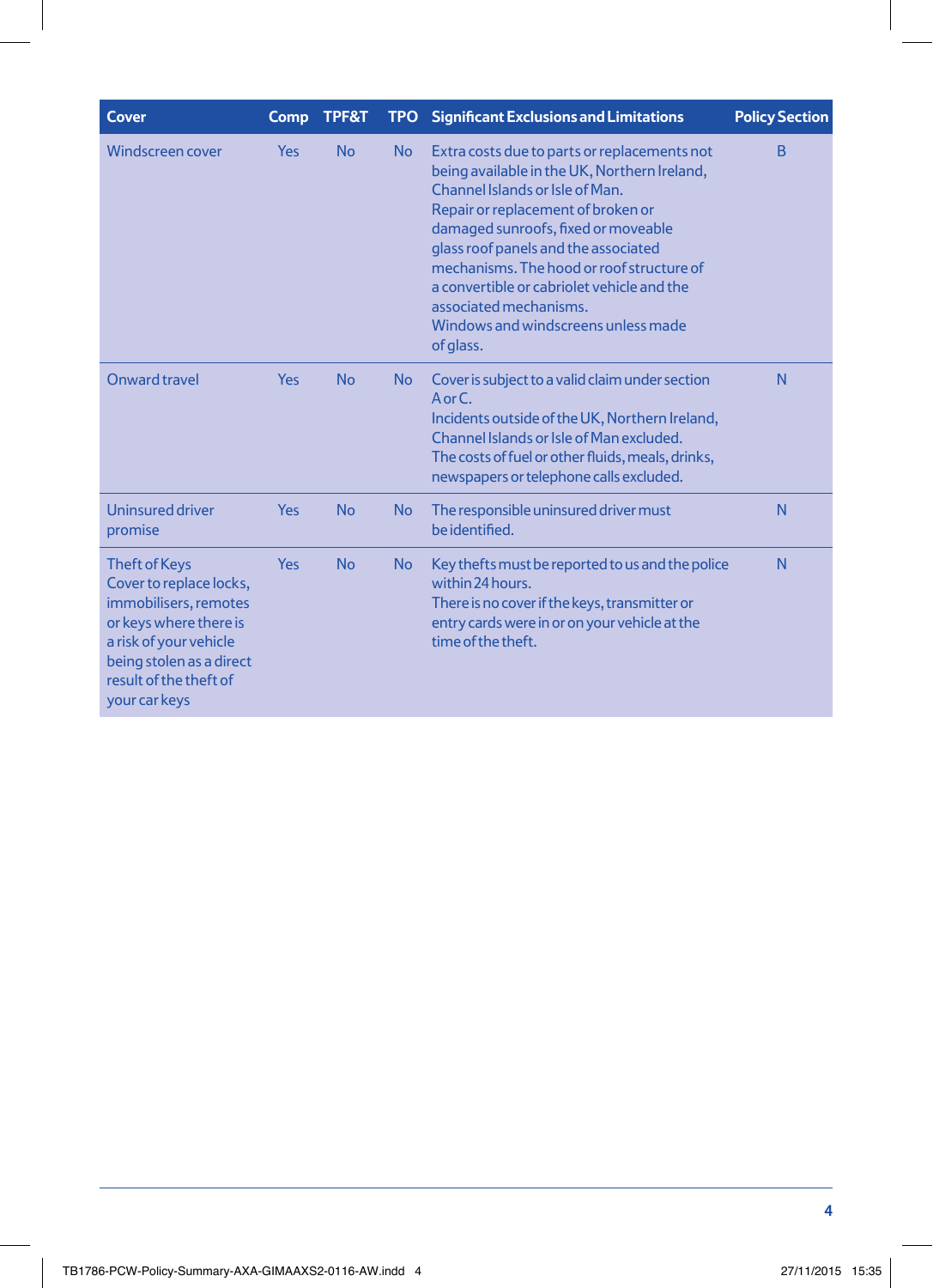| Cover | Comp | TPF&T | TPO | Significant Exclusions and Limitations | Policy Section |
|---|---|---|---|---|---|
| Windscreen cover | Yes | No | No | Extra costs due to parts or replacements not being available in the UK, Northern Ireland, Channel Islands or Isle of Man.<br>Repair or replacement of broken or damaged sunroofs, fixed or moveable glass roof panels and the associated mechanisms. The hood or roof structure of a convertible or cabriolet vehicle and the associated mechanisms.<br>Windows and windscreens unless made of glass. | B |
| Onward travel | Yes | No | No | Cover is subject to a valid claim under section A or C.<br>Incidents outside of the UK, Northern Ireland, Channel Islands or Isle of Man excluded.<br>The costs of fuel or other fluids, meals, drinks, newspapers or telephone calls excluded. | N |
| Uninsured driver promise | Yes | No | No | The responsible uninsured driver must be identified. | N |
| Theft of Keys<br>Cover to replace locks, immobilisers, remotes or keys where there is a risk of your vehicle being stolen as a direct result of the theft of your car keys | Yes | No | No | Key thefts must be reported to us and the police within 24 hours.<br>There is no cover if the keys, transmitter or entry cards were in or on your vehicle at the time of the theft. | N |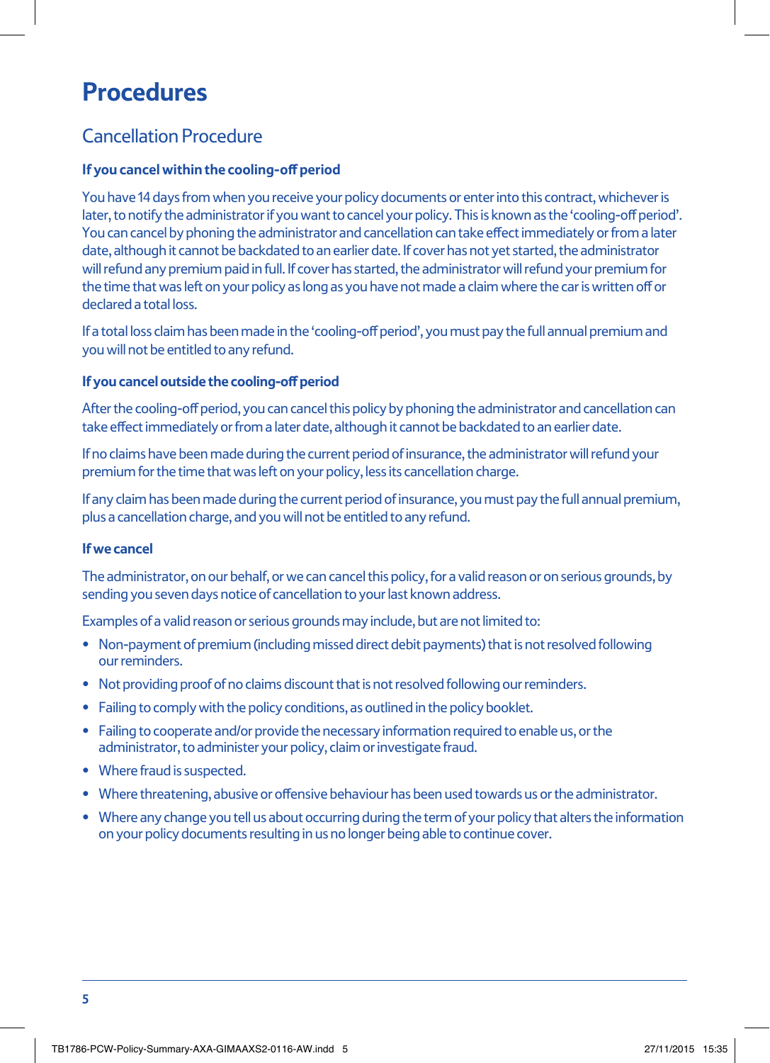# Procedures

## Cancellation Procedure

### If you cancel within the cooling-off period

You have 14 days from when you receive your policy documents or enter into this contract, whichever is later, to notify the administrator if you want to cancel your policy. This is known as the 'cooling-off period'. You can cancel by phoning the administrator and cancellation can take effect immediately or from a later date, although it cannot be backdated to an earlier date. If cover has not yet started, the administrator will refund any premium paid in full. If cover has started, the administrator will refund your premium for the time that was left on your policy as long as you have not made a claim where the car is written off or declared a total loss.

If a total loss claim has been made in the 'cooling-off period', you must pay the full annual premium and you will not be entitled to any refund.

### If you cancel outside the cooling-off period

After the cooling-off period, you can cancel this policy by phoning the administrator and cancellation can take effect immediately or from a later date, although it cannot be backdated to an earlier date.

If no claims have been made during the current period of insurance, the administrator will refund your premium for the time that was left on your policy, less its cancellation charge.

If any claim has been made during the current period of insurance, you must pay the full annual premium, plus a cancellation charge, and you will not be entitled to any refund.

### If we cancel

The administrator, on our behalf, or we can cancel this policy, for a valid reason or on serious grounds, by sending you seven days notice of cancellation to your last known address.

Examples of a valid reason or serious grounds may include, but are not limited to:

- Non-payment of premium (including missed direct debit payments) that is not resolved following our reminders.
- Not providing proof of no claims discount that is not resolved following our reminders.
- Failing to comply with the policy conditions, as outlined in the policy booklet.
- Failing to cooperate and/or provide the necessary information required to enable us, or the administrator, to administer your policy, claim or investigate fraud.
- Where fraud is suspected.
- Where threatening, abusive or offensive behaviour has been used towards us or the administrator.
- Where any change you tell us about occurring during the term of your policy that alters the information on your policy documents resulting in us no longer being able to continue cover.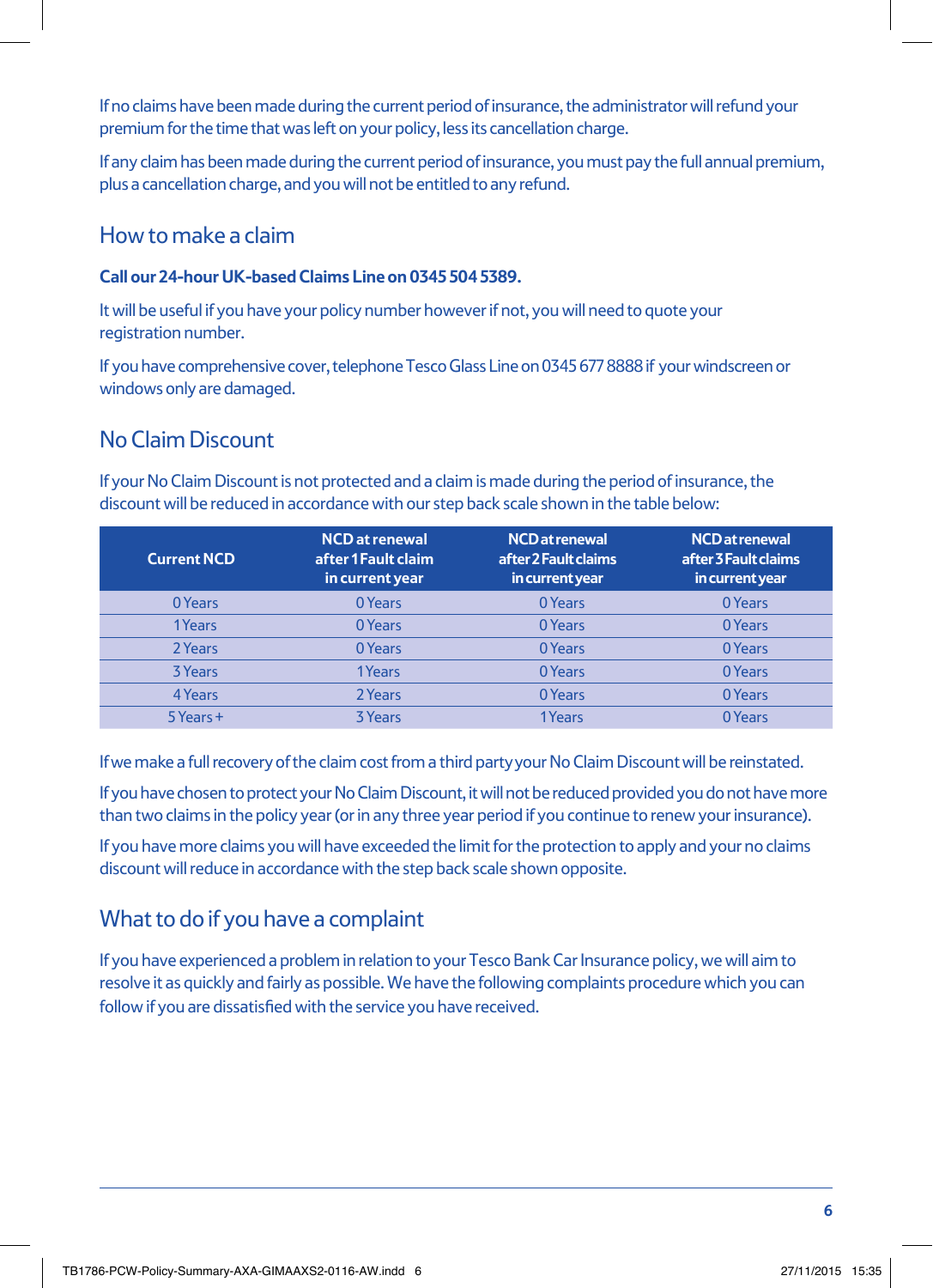If no claims have been made during the current period of insurance, the administrator will refund your premium for the time that was left on your policy, less its cancellation charge.

If any claim has been made during the current period of insurance, you must pay the full annual premium, plus a cancellation charge, and you will not be entitled to any refund.

## How to make a claim

**Call our 24-hour UK-based Claims Line on 0345 504 5389.**

It will be useful if you have your policy number however if not, you will need to quote your registration number.

If you have comprehensive cover, telephone Tesco Glass Line on 0345 677 8888 if your windscreen or windows only are damaged.

## No Claim Discount

If your No Claim Discount is not protected and a claim is made during the period of insurance, the discount will be reduced in accordance with our step back scale shown in the table below:

| Current NCD | NCD at renewal after 1 Fault claim in current year | NCD at renewal after 2 Fault claims in current year | NCD at renewal after 3 Fault claims in current year |
|---|---|---|---|
| 0 Years | 0 Years | 0 Years | 0 Years |
| 1 Years | 0 Years | 0 Years | 0 Years |
| 2 Years | 0 Years | 0 Years | 0 Years |
| 3 Years | 1 Years | 0 Years | 0 Years |
| 4 Years | 2 Years | 0 Years | 0 Years |
| 5 Years + | 3 Years | 1 Years | 0 Years |

If we make a full recovery of the claim cost from a third party your No Claim Discount will be reinstated.

If you have chosen to protect your No Claim Discount, it will not be reduced provided you do not have more than two claims in the policy year (or in any three year period if you continue to renew your insurance).

If you have more claims you will have exceeded the limit for the protection to apply and your no claims discount will reduce in accordance with the step back scale shown opposite.

## What to do if you have a complaint

If you have experienced a problem in relation to your Tesco Bank Car Insurance policy, we will aim to resolve it as quickly and fairly as possible. We have the following complaints procedure which you can follow if you are dissatisfied with the service you have received.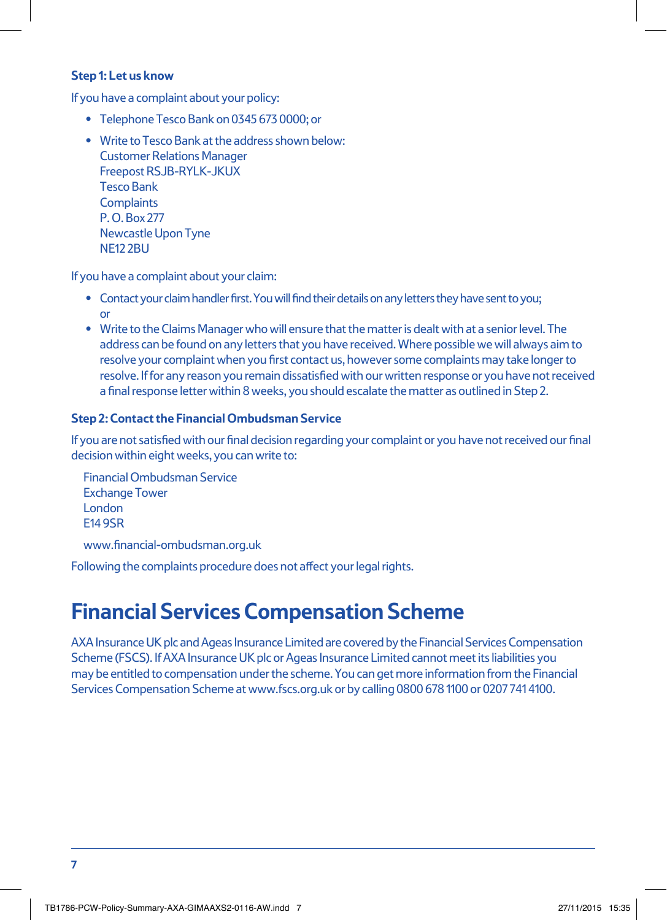### Step 1: Let us know

If you have a complaint about your policy:

- Telephone Tesco Bank on 0345 673 0000; or
- Write to Tesco Bank at the address shown below:
  Customer Relations Manager
  Freepost RSJB-RYLK-JKUX
  Tesco Bank
  Complaints
  P. O. Box 277
  Newcastle Upon Tyne
  NE12 2BU

If you have a complaint about your claim:

- Contact your claim handler first. You will find their details on any letters they have sent to you; or
- Write to the Claims Manager who will ensure that the matter is dealt with at a senior level. The address can be found on any letters that you have received. Where possible we will always aim to resolve your complaint when you first contact us, however some complaints may take longer to resolve. If for any reason you remain dissatisfied with our written response or you have not received a final response letter within 8 weeks, you should escalate the matter as outlined in Step 2.

### Step 2: Contact the Financial Ombudsman Service

If you are not satisfied with our final decision regarding your complaint or you have not received our final decision within eight weeks, you can write to:

Financial Ombudsman Service
Exchange Tower
London
E14 9SR

www.financial-ombudsman.org.uk

Following the complaints procedure does not affect your legal rights.

# Financial Services Compensation Scheme

AXA Insurance UK plc and Ageas Insurance Limited are covered by the Financial Services Compensation Scheme (FSCS). If AXA Insurance UK plc or Ageas Insurance Limited cannot meet its liabilities you may be entitled to compensation under the scheme. You can get more information from the Financial Services Compensation Scheme at www.fscs.org.uk or by calling 0800 678 1100 or 0207 741 4100.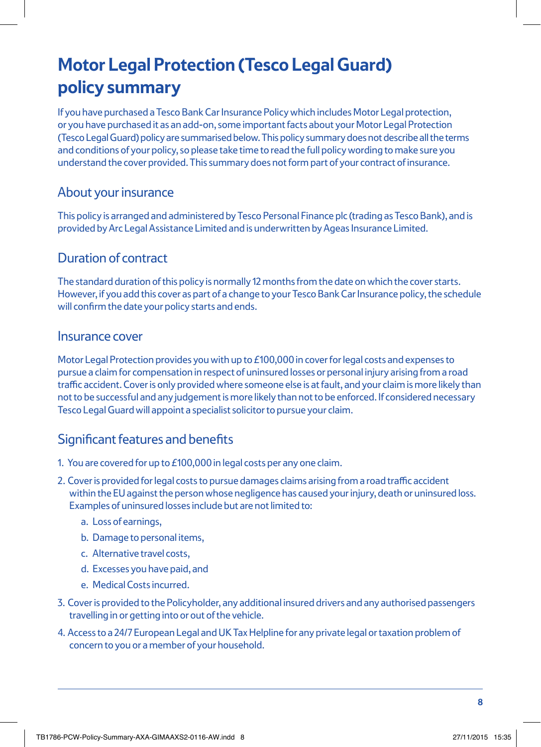# Motor Legal Protection (Tesco Legal Guard) policy summary

If you have purchased a Tesco Bank Car Insurance Policy which includes Motor Legal protection, or you have purchased it as an add-on, some important facts about your Motor Legal Protection (Tesco Legal Guard) policy are summarised below. This policy summary does not describe all the terms and conditions of your policy, so please take time to read the full policy wording to make sure you understand the cover provided. This summary does not form part of your contract of insurance.

## About your insurance

This policy is arranged and administered by Tesco Personal Finance plc (trading as Tesco Bank), and is provided by Arc Legal Assistance Limited and is underwritten by Ageas Insurance Limited.

## Duration of contract

The standard duration of this policy is normally 12 months from the date on which the cover starts. However, if you add this cover as part of a change to your Tesco Bank Car Insurance policy, the schedule will confirm the date your policy starts and ends.

## Insurance cover

Motor Legal Protection provides you with up to £100,000 in cover for legal costs and expenses to pursue a claim for compensation in respect of uninsured losses or personal injury arising from a road traffic accident. Cover is only provided where someone else is at fault, and your claim is more likely than not to be successful and any judgement is more likely than not to be enforced. If considered necessary Tesco Legal Guard will appoint a specialist solicitor to pursue your claim.

## Significant features and benefits

1. You are covered for up to £100,000 in legal costs per any one claim.
2. Cover is provided for legal costs to pursue damages claims arising from a road traffic accident within the EU against the person whose negligence has caused your injury, death or uninsured loss. Examples of uninsured losses include but are not limited to:
    a. Loss of earnings,
    b. Damage to personal items,
    c. Alternative travel costs,
    d. Excesses you have paid, and
    e. Medical Costs incurred.
3. Cover is provided to the Policyholder, any additional insured drivers and any authorised passengers travelling in or getting into or out of the vehicle.
4. Access to a 24/7 European Legal and UK Tax Helpline for any private legal or taxation problem of concern to you or a member of your household.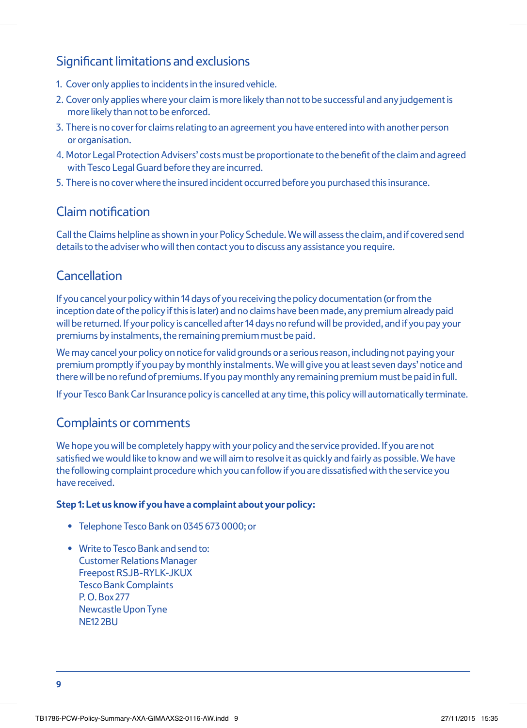## Significant limitations and exclusions

1. Cover only applies to incidents in the insured vehicle.
2. Cover only applies where your claim is more likely than not to be successful and any judgement is more likely than not to be enforced.
3. There is no cover for claims relating to an agreement you have entered into with another person or organisation.
4. Motor Legal Protection Advisers' costs must be proportionate to the benefit of the claim and agreed with Tesco Legal Guard before they are incurred.
5. There is no cover where the insured incident occurred before you purchased this insurance.

## Claim notification

Call the Claims helpline as shown in your Policy Schedule. We will assess the claim, and if covered send details to the adviser who will then contact you to discuss any assistance you require.

## Cancellation

If you cancel your policy within 14 days of you receiving the policy documentation (or from the inception date of the policy if this is later) and no claims have been made, any premium already paid will be returned. If your policy is cancelled after 14 days no refund will be provided, and if you pay your premiums by instalments, the remaining premium must be paid.

We may cancel your policy on notice for valid grounds or a serious reason, including not paying your premium promptly if you pay by monthly instalments. We will give you at least seven days' notice and there will be no refund of premiums. If you pay monthly any remaining premium must be paid in full.

If your Tesco Bank Car Insurance policy is cancelled at any time, this policy will automatically terminate.

## Complaints or comments

We hope you will be completely happy with your policy and the service provided. If you are not satisfied we would like to know and we will aim to resolve it as quickly and fairly as possible. We have the following complaint procedure which you can follow if you are dissatisfied with the service you have received.

**Step 1: Let us know if you have a complaint about your policy:**

- Telephone Tesco Bank on 0345 673 0000; or

- Write to Tesco Bank and send to:
  Customer Relations Manager
  Freepost RSJB-RYLK-JKUX
  Tesco Bank Complaints
  P. O. Box 277
  Newcastle Upon Tyne
  NE12 2BU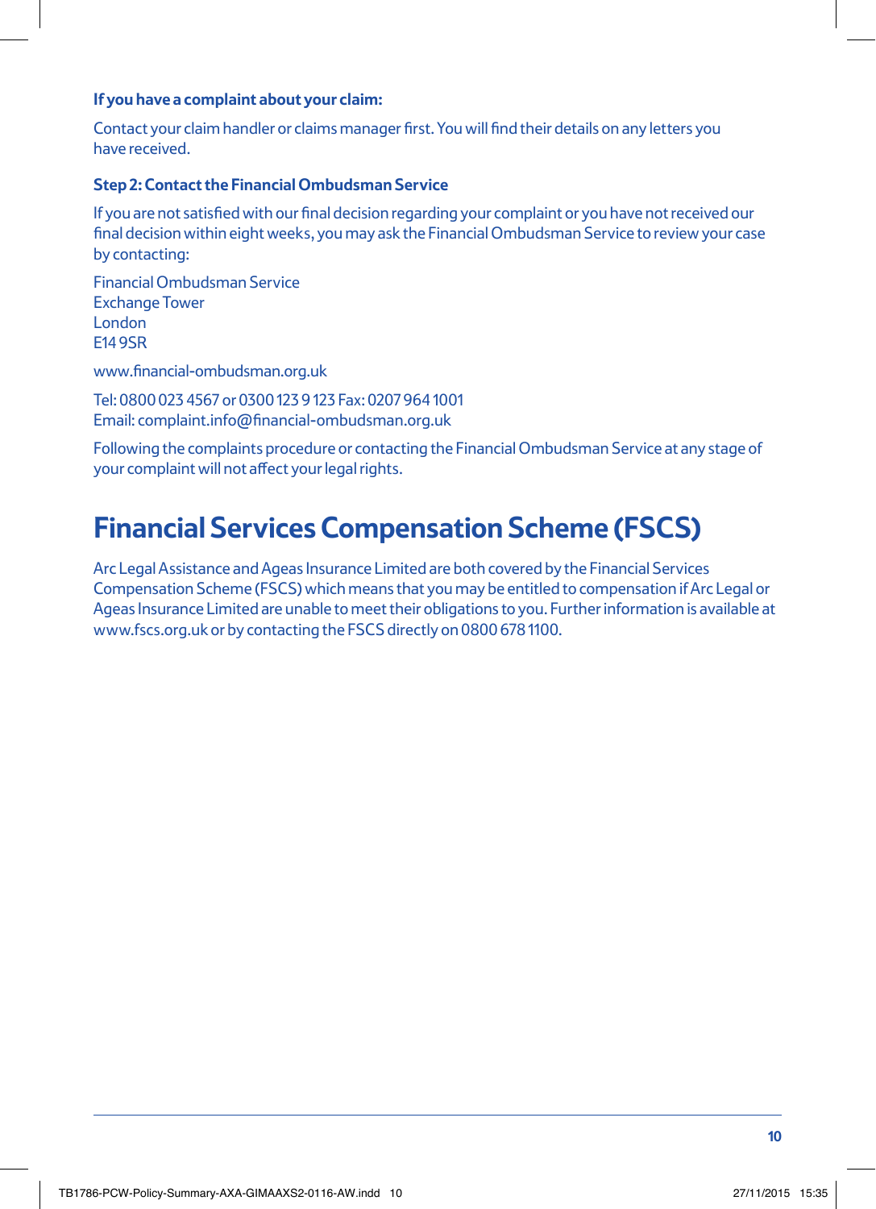**If you have a complaint about your claim:**

Contact your claim handler or claims manager first. You will find their details on any letters you have received.

**Step 2: Contact the Financial Ombudsman Service**

If you are not satisfied with our final decision regarding your complaint or you have not received our final decision within eight weeks, you may ask the Financial Ombudsman Service to review your case by contacting:

Financial Ombudsman Service
Exchange Tower
London
E14 9SR

www.financial-ombudsman.org.uk

Tel: 0800 023 4567 or 0300 123 9 123 Fax: 0207 964 1001
Email: complaint.info@financial-ombudsman.org.uk

Following the complaints procedure or contacting the Financial Ombudsman Service at any stage of your complaint will not affect your legal rights.

# Financial Services Compensation Scheme (FSCS)

Arc Legal Assistance and Ageas Insurance Limited are both covered by the Financial Services Compensation Scheme (FSCS) which means that you may be entitled to compensation if Arc Legal or Ageas Insurance Limited are unable to meet their obligations to you. Further information is available at www.fscs.org.uk or by contacting the FSCS directly on 0800 678 1100.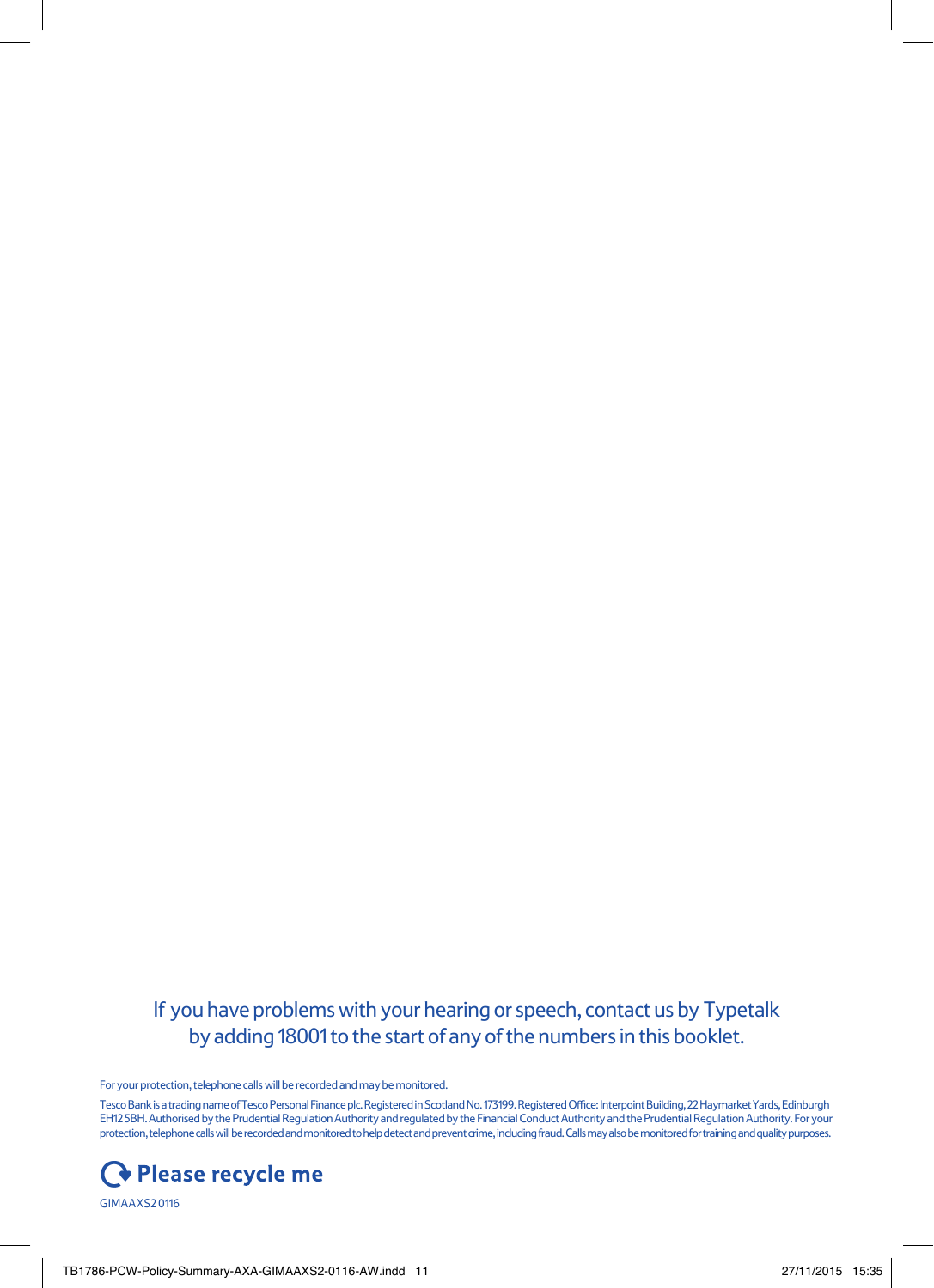If you have problems with your hearing or speech, contact us by Typetalk by adding 18001 to the start of any of the numbers in this booklet.

For your protection, telephone calls will be recorded and may be monitored.

Tesco Bank is a trading name of Tesco Personal Finance plc. Registered in Scotland No. 173199. Registered Office: Interpoint Building, 22 Haymarket Yards, Edinburgh EH12 5BH. Authorised by the Prudential Regulation Authority and regulated by the Financial Conduct Authority and the Prudential Regulation Authority. For your protection, telephone calls will be recorded and monitored to help detect and prevent crime, including fraud. Calls may also be monitored for training and quality purposes.

**Please recycle me**

GIMAAXS2 0116